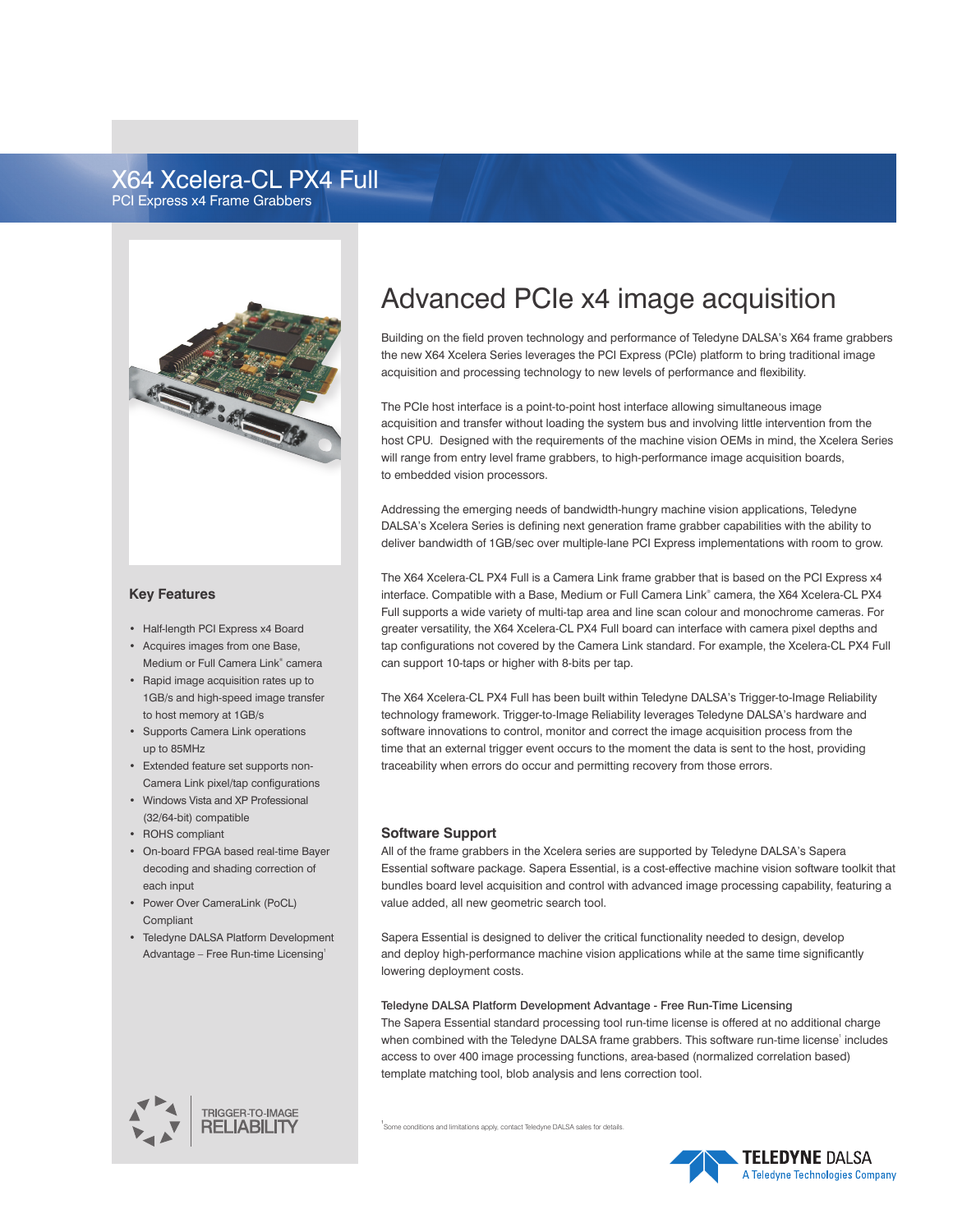# X64 Xcelera-CL PX4 Full

PCI Express x4 Frame Grabbers

## Key Features

- Half-length PCI Express x4 Board
- Acquires images from one Base, Medium or Full Camera Link® camera
- Rapid image acquisition rates up to 1GB/s and high-speed image transfer to host memory at 1GB/s
- Supports Camera Link operations up to 85MHz
- Extended feature set supports non-Camera Link pixel/tap configurations
- Windows Vista and XP Professional (32/64-bit) compatible
- ROHS compliant
- On-board FPGA based real-time Bayer decoding and shading correction of each input
- Power Over CameraLink (PoCL) Compliant
- Teledyne DALSA Platform Development Advantage – Free Run-time Licensing[1]

TRIGGER-TO-IMAGE RELIABILITY

## Advanced PCIe x4 image acquisition

Building on the field proven technology and performance of Teledyne DALSA's X64 frame grabbers the new X64 Xcelera Series leverages the PCI Express (PCIe) platform to bring traditional image acquisition and processing technology to new levels of performance and flexibility.

The PCIe host interface is a point-to-point host interface allowing simultaneous image acquisition and transfer without loading the system bus and involving little intervention from the host CPU. Designed with the requirements of the machine vision OEMs in mind, the Xcelera Series will range from entry level frame grabbers, to high-performance image acquisition boards, to embedded vision processors.

Addressing the emerging needs of bandwidth-hungry machine vision applications, Teledyne DALSA's Xcelera Series is defining next generation frame grabber capabilities with the ability to deliver bandwidth of 1GB/sec over multiple-lane PCI Express implementations with room to grow.

The X64 Xcelera-CL PX4 Full is a Camera Link frame grabber that is based on the PCI Express x4 interface. Compatible with a Base, Medium or Full Camera Link® camera, the X64 Xcelera-CL PX4 Full supports a wide variety of multi-tap area and line scan colour and monochrome cameras. For greater versatility, the X64 Xcelera-CL PX4 Full board can interface with camera pixel depths and tap configurations not covered by the Camera Link standard. For example, the Xcelera-CL PX4 Full can support 10-taps or higher with 8-bits per tap.

The X64 Xcelera-CL PX4 Full has been built within Teledyne DALSA's Trigger-to-Image Reliability technology framework. Trigger-to-Image Reliability leverages Teledyne DALSA's hardware and software innovations to control, monitor and correct the image acquisition process from the time that an external trigger event occurs to the moment the data is sent to the host, providing traceability when errors do occur and permitting recovery from those errors.

### Software Support

All of the frame grabbers in the Xcelera series are supported by Teledyne DALSA's Sapera Essential software package. Sapera Essential, is a cost-effective machine vision software toolkit that bundles board level acquisition and control with advanced image processing capability, featuring a value added, all new geometric search tool.

Sapera Essential is designed to deliver the critical functionality needed to design, develop and deploy high-performance machine vision applications while at the same time significantly lowering deployment costs.

#### Teledyne DALSA Platform Development Advantage - Free Run-Time Licensing

The Sapera Essential standard processing tool run-time license is offered at no additional charge when combined with the Teledyne DALSA frame grabbers. This software run-time license[1] includes access to over 400 image processing functions, area-based (normalized correlation based) template matching tool, blob analysis and lens correction tool.

[1] Some conditions and limitations apply, contact Teledyne DALSA sales for details.

TELEDYNE DALSA
A Teledyne Technologies Company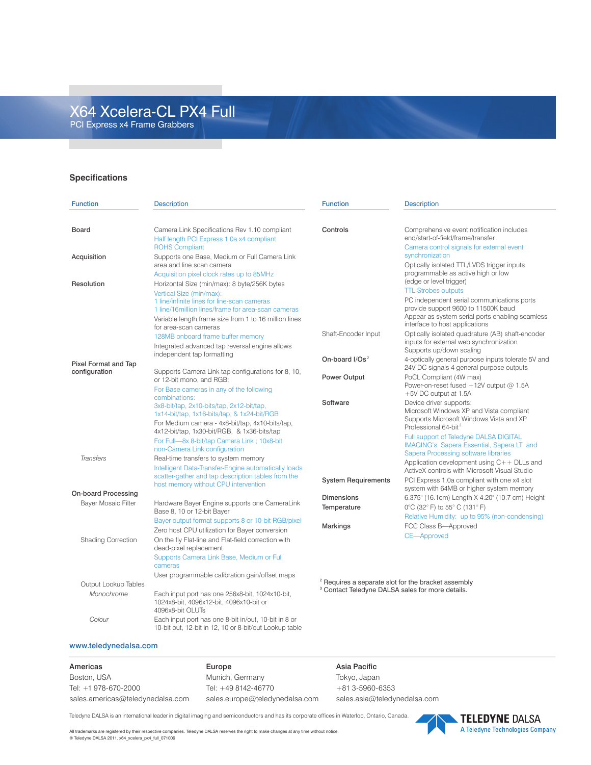# X64 Xcelera-CL PX4 Full

PCI Express x4 Frame Grabbers

## Specifications

| Function | Description |
|---|---|
| **Board** | Camera Link Specifications Rev 1.10 compliant<br>Half length PCI Express 1.0a x4 compliant<br>ROHS Compliant |
| **Acquisition** | Supports one Base, Medium or Full Camera Link area and line scan camera<br>Acquisition pixel clock rates up to 85MHz |
| **Resolution** | Horizontal Size (min/max): 8 byte/256K bytes<br>Vertical Size (min/max):<br>1 line/infinite lines for line-scan cameras<br>1 line/16million lines/frame for area-scan cameras<br>Variable length frame size from 1 to 16 million lines for area-scan cameras<br>128MB onboard frame buffer memory<br>Integrated advanced tap reversal engine allows independent tap formatting |
| **Pixel Format and Tap configuration** | Supports Camera Link tap configurations for 8, 10, or 12-bit mono, and RGB:<br>For Base cameras in any of the following combinations:<br>3x8-bit/tap, 2x10-bits/tap, 2x12-bit/tap, 1x14-bit/tap, 1x16-bits/tap, & 1x24-bit/RGB<br>For Medium camera - 4x8-bit/tap, 4x10-bits/tap, 4x12-bit/tap, 1x30-bit/RGB, & 1x36-bits/tap<br>For Full—8x 8-bit/tap Camera Link ; 10x8-bit non-Camera Link configuration |
| *Transfers* | Real-time transfers to system memory<br>Intelligent Data-Transfer-Engine automatically loads scatter-gather and tap description tables from the host memory without CPU intervention |
| **On-board Processing** | |
| Bayer Mosaic Filter | Hardware Bayer Engine supports one CameraLink Base 8, 10 or 12-bit Bayer<br>Bayer output format supports 8 or 10-bit RGB/pixel<br>Zero host CPU utilization for Bayer conversion |
| Shading Correction | On the fly Flat-line and Flat-field correction with dead-pixel replacement<br>Supports Camera Link Base, Medium or Full cameras<br>User programmable calibration gain/offset maps |
| Output Lookup Tables | |
| *Monochrome* | Each input port has one 256x8-bit, 1024x10-bit, 1024x8-bit, 4096x12-bit, 4096x10-bit or 4096x8-bit OLUTs |
| *Colour* | Each input port has one 8-bit in/out, 10-bit in 8 or 10-bit out, 12-bit in 12, 10 or 8-bit/out Lookup table |
| **Controls** | Comprehensive event notification includes end/start-of-field/frame/transfer<br>Camera control signals for external event synchronization<br>Optically isolated TTL/LVDS trigger inputs programmable as active high or low (edge or level trigger)<br>TTL Strobes outputs<br>PC independent serial communications ports provide support 9600 to 11500K baud<br>Appear as system serial ports enabling seamless interface to host applications |
| Shaft-Encoder Input | Optically isolated quadrature (AB) shaft-encoder inputs for external web synchronization<br>Supports up/down scaling |
| **On-board I/Os**[2] | 4-optically general purpose inputs tolerate 5V and 24V DC signals 4 general purpose outputs |
| **Power Output** | PoCL Compliant (4W max)<br>Power-on-reset fused +12V output @ 1.5A<br>+5V DC output at 1.5A |
| **Software** | Device driver supports:<br>Microsoft Windows XP and Vista compliant<br>Supports Microsoft Windows Vista and XP Professional 64-bit[3]<br>Full support of Teledyne DALSA DIGITAL IMAGING's Sapera Essential, Sapera LT and Sapera Processing software libraries<br>Application development using C++ DLLs and ActiveX controls with Microsoft Visual Studio |
| **System Requirements** | PCI Express 1.0a compliant with one x4 slot system with 64MB or higher system memory |
| **Dimensions** | 6.375" (16.1cm) Length X 4.20" (10.7 cm) Height |
| **Temperature** | 0°C (32° F) to 55° C (131° F)<br>Relative Humidity: up to 95% (non-condensing) |
| **Markings** | FCC Class B—Approved<br>CE—Approved |

[2] Requires a separate slot for the bracket assembly
[3] Contact Teledyne DALSA sales for more details.

**www.teledynedalsa.com**

**Americas**
Boston, USA
Tel: +1 978-670-2000
sales.americas@teledynedalsa.com

**Europe**
Munich, Germany
Tel: +49 8142-46770
sales.europe@teledynedalsa.com

**Asia Pacific**
Tokyo, Japan
+81 3-5960-6353
sales.asia@teledynedalsa.com

Teledyne DALSA is an international leader in digital imaging and semiconductors and has its corporate offices in Waterloo, Ontario, Canada.

All trademarks are registered by their respective companies. Teledyne DALSA reserves the right to make changes at any time without notice.
® Teledyne DALSA 2011. x64_xcelera_px4_full_071009

**TELEDYNE DALSA**
A Teledyne Technologies Company